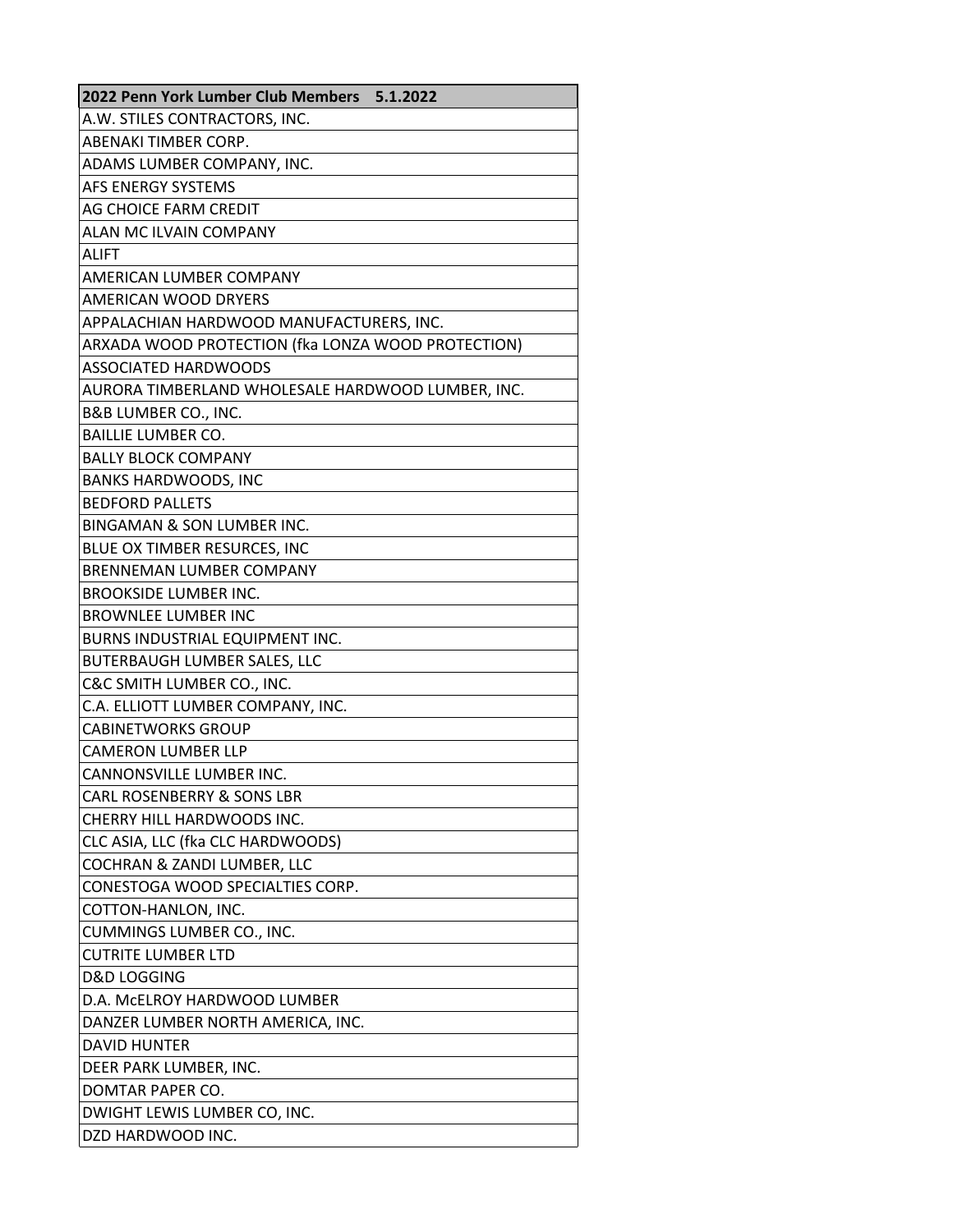| 2022 Penn York Lumber Club Members    5.1.2022 |
|---|
| A.W. STILES CONTRACTORS, INC. |
| ABENAKI TIMBER CORP. |
| ADAMS LUMBER COMPANY, INC. |
| AFS ENERGY SYSTEMS |
| AG CHOICE FARM CREDIT |
| ALAN MC ILVAIN COMPANY |
| ALIFT |
| AMERICAN LUMBER COMPANY |
| AMERICAN WOOD DRYERS |
| APPALACHIAN HARDWOOD MANUFACTURERS, INC. |
| ARXADA WOOD PROTECTION (fka LONZA WOOD PROTECTION) |
| ASSOCIATED HARDWOODS |
| AURORA TIMBERLAND WHOLESALE HARDWOOD LUMBER, INC. |
| B&B LUMBER CO., INC. |
| BAILLIE LUMBER CO. |
| BALLY BLOCK COMPANY |
| BANKS HARDWOODS, INC |
| BEDFORD PALLETS |
| BINGAMAN & SON LUMBER INC. |
| BLUE OX TIMBER RESURCES, INC |
| BRENNEMAN LUMBER COMPANY |
| BROOKSIDE LUMBER INC. |
| BROWNLEE LUMBER INC |
| BURNS INDUSTRIAL EQUIPMENT INC. |
| BUTERBAUGH LUMBER SALES, LLC |
| C&C SMITH LUMBER CO., INC. |
| C.A. ELLIOTT LUMBER COMPANY, INC. |
| CABINETWORKS GROUP |
| CAMERON LUMBER LLP |
| CANNONSVILLE LUMBER INC. |
| CARL ROSENBERRY & SONS LBR |
| CHERRY HILL HARDWOODS INC. |
| CLC ASIA, LLC (fka CLC HARDWOODS) |
| COCHRAN & ZANDI LUMBER, LLC |
| CONESTOGA WOOD SPECIALTIES CORP. |
| COTTON-HANLON, INC. |
| CUMMINGS LUMBER CO., INC. |
| CUTRITE LUMBER LTD |
| D&D LOGGING |
| D.A. McELROY HARDWOOD LUMBER |
| DANZER LUMBER NORTH AMERICA, INC. |
| DAVID HUNTER |
| DEER PARK LUMBER, INC. |
| DOMTAR PAPER CO. |
| DWIGHT LEWIS LUMBER CO, INC. |
| DZD HARDWOOD INC. |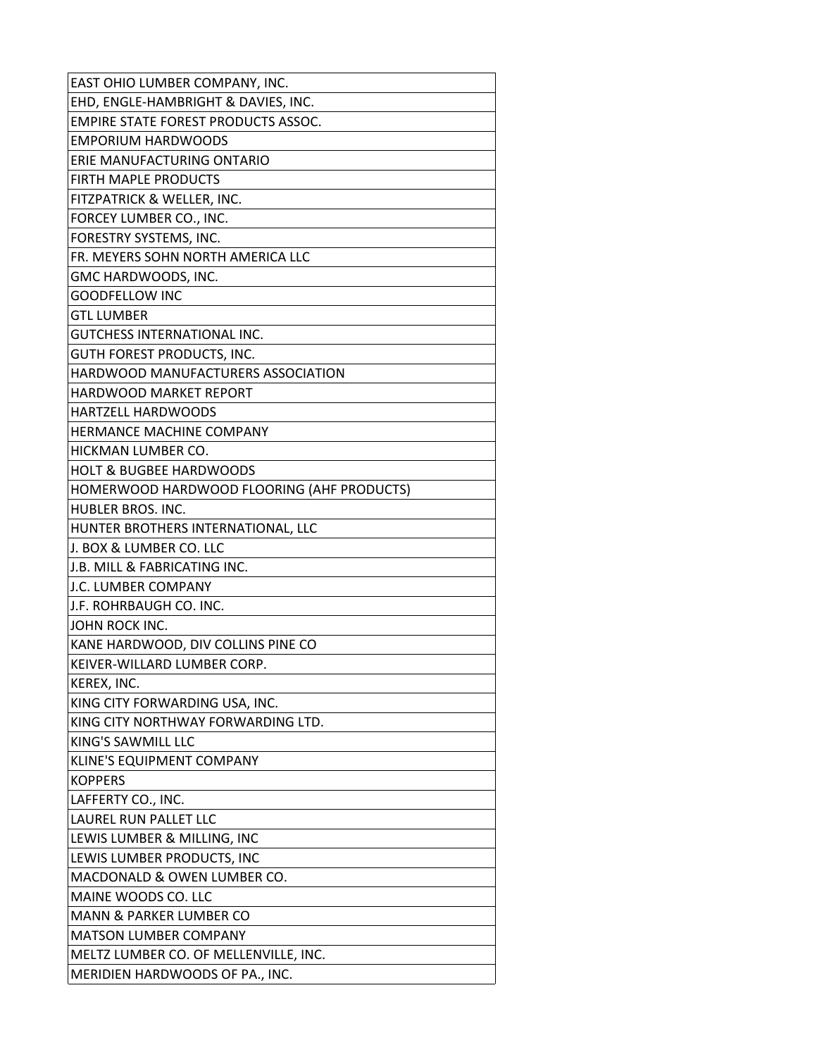| EAST OHIO LUMBER COMPANY, INC. |
| --- |
| EHD, ENGLE-HAMBRIGHT & DAVIES, INC. |
| EMPIRE STATE FOREST PRODUCTS ASSOC. |
| EMPORIUM HARDWOODS |
| ERIE MANUFACTURING ONTARIO |
| FIRTH MAPLE PRODUCTS |
| FITZPATRICK & WELLER, INC. |
| FORCEY LUMBER CO., INC. |
| FORESTRY SYSTEMS, INC. |
| FR. MEYERS SOHN NORTH AMERICA LLC |
| GMC HARDWOODS, INC. |
| GOODFELLOW INC |
| GTL LUMBER |
| GUTCHESS INTERNATIONAL INC. |
| GUTH FOREST PRODUCTS, INC. |
| HARDWOOD MANUFACTURERS ASSOCIATION |
| HARDWOOD MARKET REPORT |
| HARTZELL HARDWOODS |
| HERMANCE MACHINE COMPANY |
| HICKMAN LUMBER CO. |
| HOLT & BUGBEE HARDWOODS |
| HOMERWOOD HARDWOOD FLOORING (AHF PRODUCTS) |
| HUBLER BROS. INC. |
| HUNTER BROTHERS INTERNATIONAL, LLC |
| J. BOX & LUMBER CO. LLC |
| J.B. MILL & FABRICATING INC. |
| J.C. LUMBER COMPANY |
| J.F. ROHRBAUGH CO. INC. |
| JOHN ROCK INC. |
| KANE HARDWOOD, DIV COLLINS PINE CO |
| KEIVER-WILLARD LUMBER CORP. |
| KEREX, INC. |
| KING CITY FORWARDING USA, INC. |
| KING CITY NORTHWAY FORWARDING LTD. |
| KING'S SAWMILL LLC |
| KLINE'S EQUIPMENT COMPANY |
| KOPPERS |
| LAFFERTY CO., INC. |
| LAUREL RUN PALLET LLC |
| LEWIS LUMBER & MILLING, INC |
| LEWIS LUMBER PRODUCTS, INC |
| MACDONALD & OWEN LUMBER CO. |
| MAINE WOODS CO. LLC |
| MANN & PARKER LUMBER CO |
| MATSON LUMBER COMPANY |
| MELTZ LUMBER CO. OF MELLENVILLE, INC. |
| MERIDIEN HARDWOODS OF PA., INC. |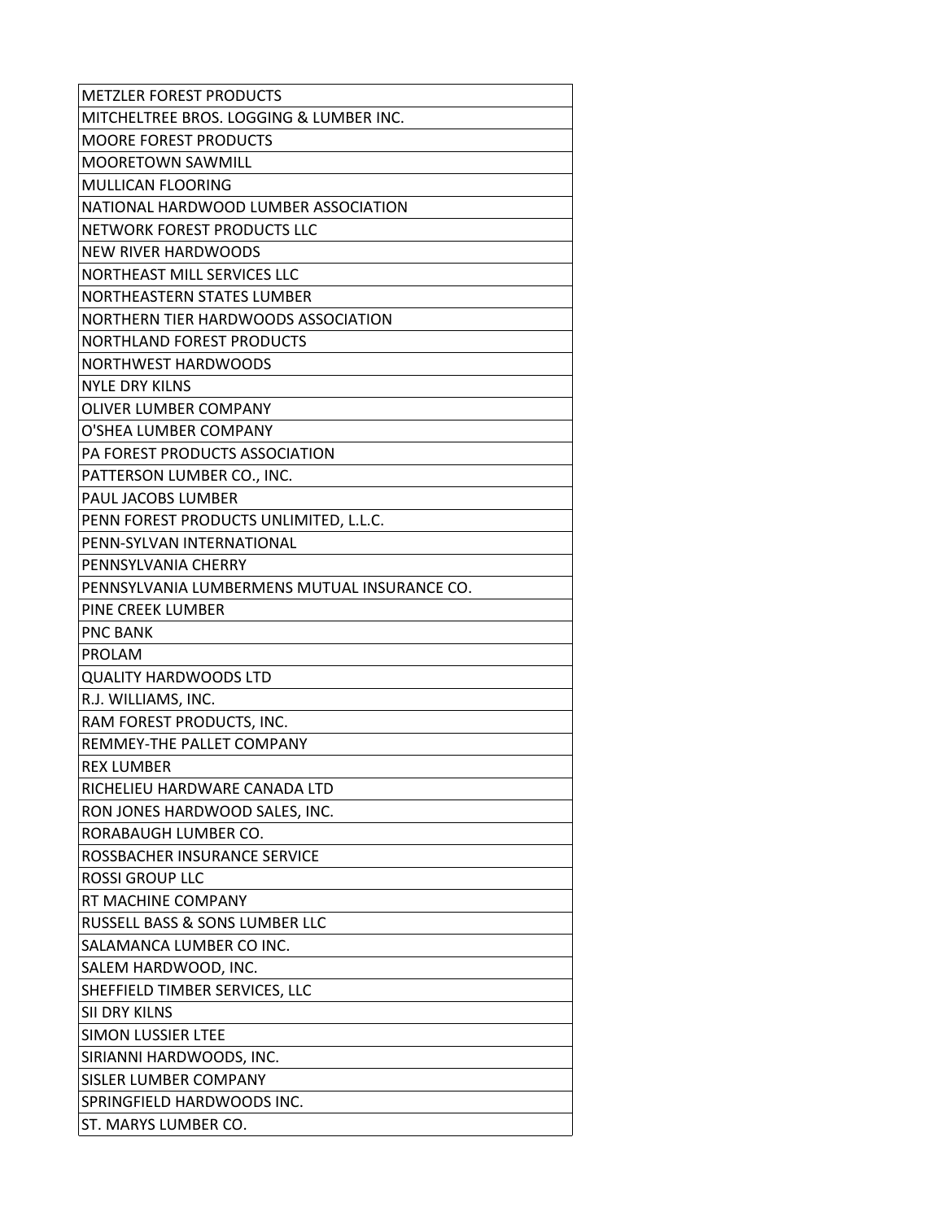| METZLER FOREST PRODUCTS |
|---|
| MITCHELTREE BROS. LOGGING & LUMBER INC. |
| MOORE FOREST PRODUCTS |
| MOORETOWN SAWMILL |
| MULLICAN FLOORING |
| NATIONAL HARDWOOD LUMBER ASSOCIATION |
| NETWORK FOREST PRODUCTS LLC |
| NEW RIVER HARDWOODS |
| NORTHEAST MILL SERVICES LLC |
| NORTHEASTERN STATES LUMBER |
| NORTHERN TIER HARDWOODS ASSOCIATION |
| NORTHLAND FOREST PRODUCTS |
| NORTHWEST HARDWOODS |
| NYLE DRY KILNS |
| OLIVER LUMBER COMPANY |
| O'SHEA LUMBER COMPANY |
| PA FOREST PRODUCTS ASSOCIATION |
| PATTERSON LUMBER CO., INC. |
| PAUL JACOBS LUMBER |
| PENN FOREST PRODUCTS UNLIMITED, L.L.C. |
| PENN-SYLVAN INTERNATIONAL |
| PENNSYLVANIA CHERRY |
| PENNSYLVANIA LUMBERMENS MUTUAL INSURANCE CO. |
| PINE CREEK LUMBER |
| PNC BANK |
| PROLAM |
| QUALITY HARDWOODS LTD |
| R.J. WILLIAMS, INC. |
| RAM FOREST PRODUCTS, INC. |
| REMMEY-THE PALLET COMPANY |
| REX LUMBER |
| RICHELIEU HARDWARE CANADA LTD |
| RON JONES HARDWOOD SALES, INC. |
| RORABAUGH LUMBER CO. |
| ROSSBACHER INSURANCE SERVICE |
| ROSSI GROUP LLC |
| RT MACHINE COMPANY |
| RUSSELL BASS & SONS LUMBER LLC |
| SALAMANCA LUMBER CO INC. |
| SALEM HARDWOOD, INC. |
| SHEFFIELD TIMBER SERVICES, LLC |
| SII DRY KILNS |
| SIMON LUSSIER LTEE |
| SIRIANNI HARDWOODS, INC. |
| SISLER LUMBER COMPANY |
| SPRINGFIELD HARDWOODS INC. |
| ST. MARYS LUMBER CO. |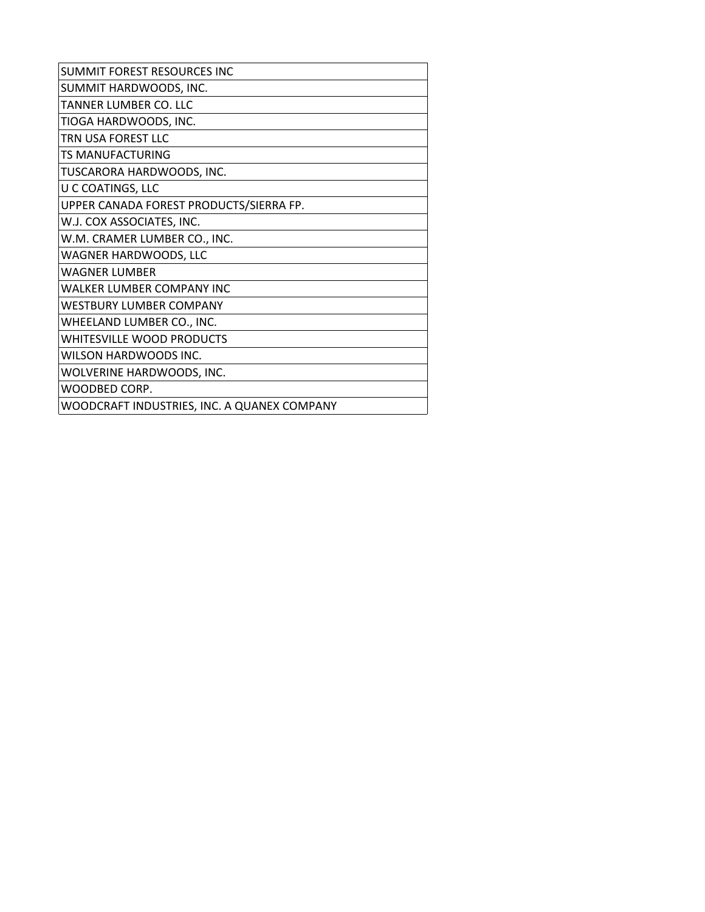| |
|---|
| SUMMIT FOREST RESOURCES INC |
| SUMMIT HARDWOODS, INC. |
| TANNER LUMBER CO. LLC |
| TIOGA HARDWOODS, INC. |
| TRN USA FOREST LLC |
| TS MANUFACTURING |
| TUSCARORA HARDWOODS, INC. |
| U C COATINGS, LLC |
| UPPER CANADA FOREST PRODUCTS/SIERRA FP. |
| W.J. COX ASSOCIATES, INC. |
| W.M. CRAMER LUMBER CO., INC. |
| WAGNER HARDWOODS, LLC |
| WAGNER LUMBER |
| WALKER LUMBER COMPANY INC |
| WESTBURY LUMBER COMPANY |
| WHEELAND LUMBER CO., INC. |
| WHITESVILLE WOOD PRODUCTS |
| WILSON HARDWOODS INC. |
| WOLVERINE HARDWOODS, INC. |
| WOODBED CORP. |
| WOODCRAFT INDUSTRIES, INC. A QUANEX COMPANY |